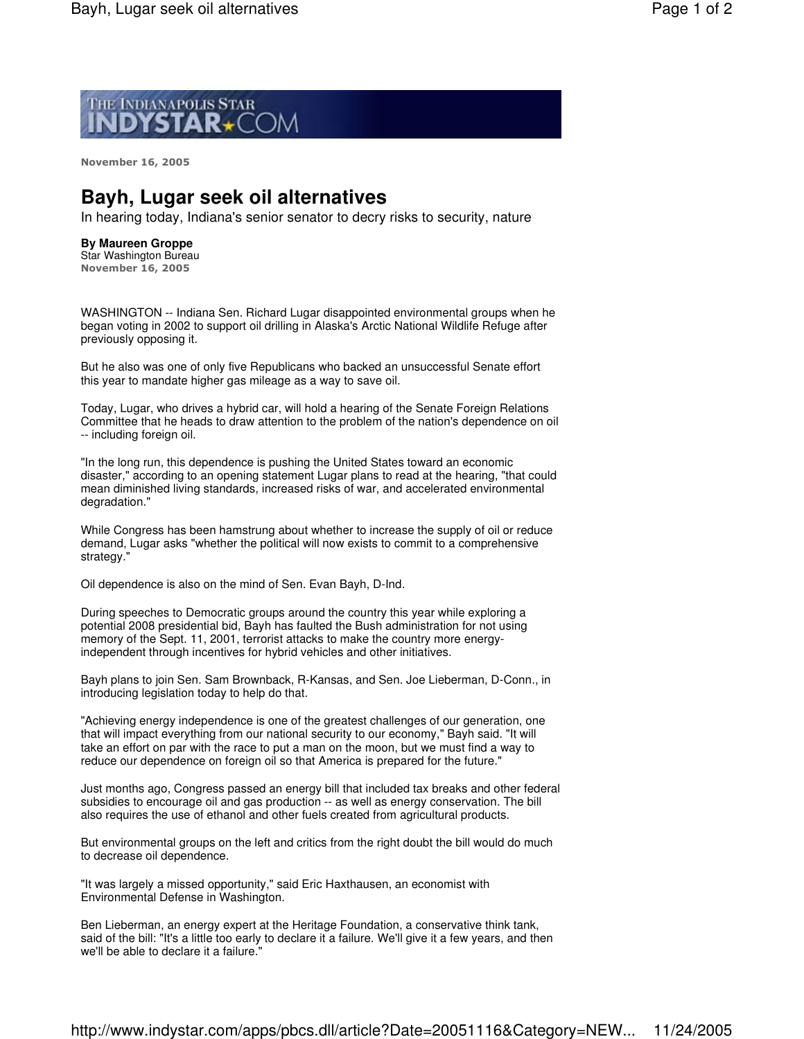THE INDIANAPOLIS STAR INDYSTAR.COM

**November 16, 2005**

# Bayh, Lugar seek oil alternatives

In hearing today, Indiana's senior senator to decry risks to security, nature

**By Maureen Groppe**
Star Washington Bureau
**November 16, 2005**

WASHINGTON -- Indiana Sen. Richard Lugar disappointed environmental groups when he began voting in 2002 to support oil drilling in Alaska's Arctic National Wildlife Refuge after previously opposing it.

But he also was one of only five Republicans who backed an unsuccessful Senate effort this year to mandate higher gas mileage as a way to save oil.

Today, Lugar, who drives a hybrid car, will hold a hearing of the Senate Foreign Relations Committee that he heads to draw attention to the problem of the nation's dependence on oil -- including foreign oil.

"In the long run, this dependence is pushing the United States toward an economic disaster," according to an opening statement Lugar plans to read at the hearing, "that could mean diminished living standards, increased risks of war, and accelerated environmental degradation."

While Congress has been hamstrung about whether to increase the supply of oil or reduce demand, Lugar asks "whether the political will now exists to commit to a comprehensive strategy."

Oil dependence is also on the mind of Sen. Evan Bayh, D-Ind.

During speeches to Democratic groups around the country this year while exploring a potential 2008 presidential bid, Bayh has faulted the Bush administration for not using memory of the Sept. 11, 2001, terrorist attacks to make the country more energy-independent through incentives for hybrid vehicles and other initiatives.

Bayh plans to join Sen. Sam Brownback, R-Kansas, and Sen. Joe Lieberman, D-Conn., in introducing legislation today to help do that.

"Achieving energy independence is one of the greatest challenges of our generation, one that will impact everything from our national security to our economy," Bayh said. "It will take an effort on par with the race to put a man on the moon, but we must find a way to reduce our dependence on foreign oil so that America is prepared for the future."

Just months ago, Congress passed an energy bill that included tax breaks and other federal subsidies to encourage oil and gas production -- as well as energy conservation. The bill also requires the use of ethanol and other fuels created from agricultural products.

But environmental groups on the left and critics from the right doubt the bill would do much to decrease oil dependence.

"It was largely a missed opportunity," said Eric Haxthausen, an economist with Environmental Defense in Washington.

Ben Lieberman, an energy expert at the Heritage Foundation, a conservative think tank, said of the bill: "It's a little too early to declare it a failure. We'll give it a few years, and then we'll be able to declare it a failure."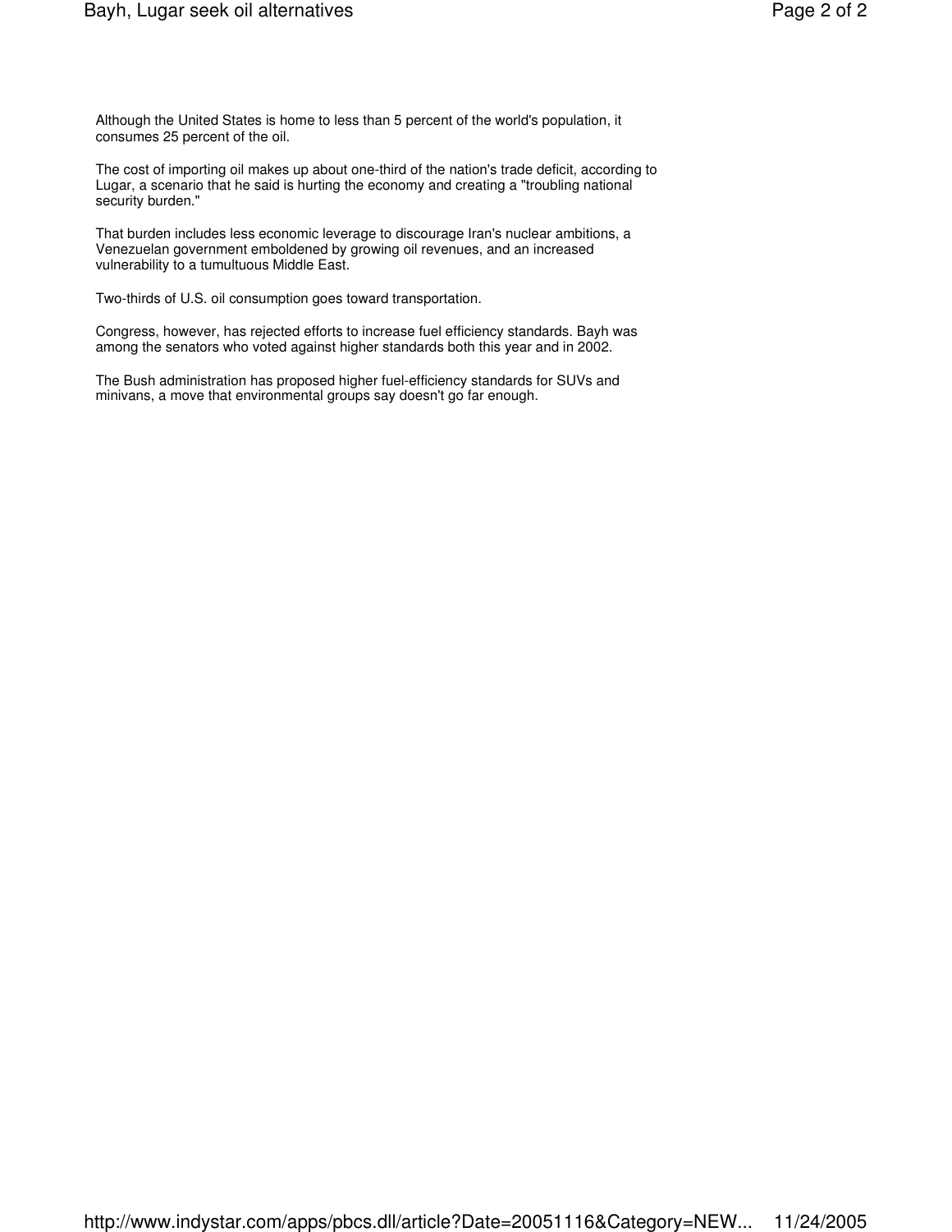Although the United States is home to less than 5 percent of the world's population, it consumes 25 percent of the oil.

The cost of importing oil makes up about one-third of the nation's trade deficit, according to Lugar, a scenario that he said is hurting the economy and creating a "troubling national security burden."

That burden includes less economic leverage to discourage Iran's nuclear ambitions, a Venezuelan government emboldened by growing oil revenues, and an increased vulnerability to a tumultuous Middle East.

Two-thirds of U.S. oil consumption goes toward transportation.

Congress, however, has rejected efforts to increase fuel efficiency standards. Bayh was among the senators who voted against higher standards both this year and in 2002.

The Bush administration has proposed higher fuel-efficiency standards for SUVs and minivans, a move that environmental groups say doesn't go far enough.